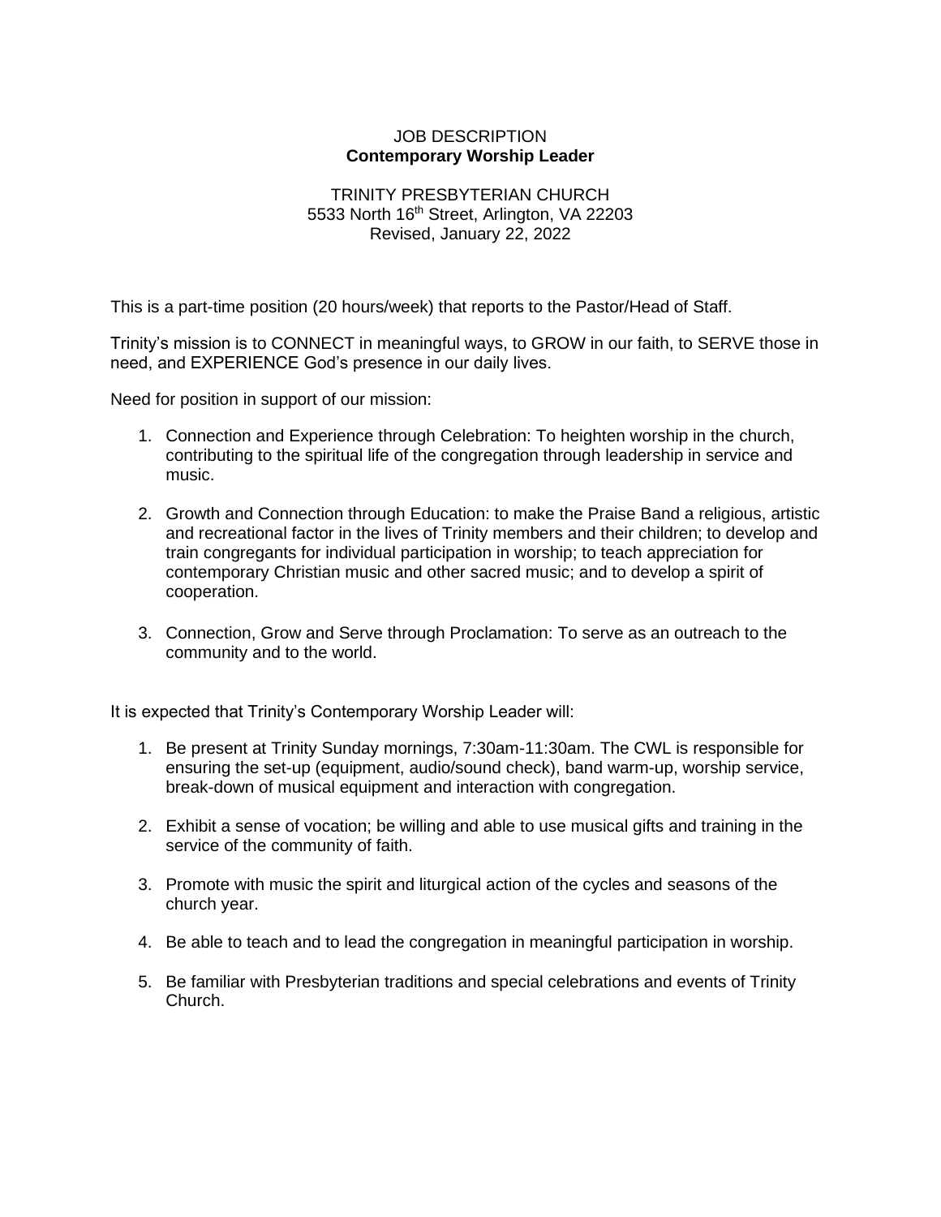JOB DESCRIPTION

**Contemporary Worship Leader**

TRINITY PRESBYTERIAN CHURCH
5533 North 16th Street, Arlington, VA 22203
Revised, January 22, 2022

This is a part-time position (20 hours/week) that reports to the Pastor/Head of Staff.

Trinity's mission is to CONNECT in meaningful ways, to GROW in our faith, to SERVE those in need, and EXPERIENCE God's presence in our daily lives.

Need for position in support of our mission:

1. Connection and Experience through Celebration: To heighten worship in the church, contributing to the spiritual life of the congregation through leadership in service and music.

2. Growth and Connection through Education: to make the Praise Band a religious, artistic and recreational factor in the lives of Trinity members and their children; to develop and train congregants for individual participation in worship; to teach appreciation for contemporary Christian music and other sacred music; and to develop a spirit of cooperation.

3. Connection, Grow and Serve through Proclamation: To serve as an outreach to the community and to the world.

It is expected that Trinity's Contemporary Worship Leader will:

1. Be present at Trinity Sunday mornings, 7:30am-11:30am. The CWL is responsible for ensuring the set-up (equipment, audio/sound check), band warm-up, worship service, break-down of musical equipment and interaction with congregation.

2. Exhibit a sense of vocation; be willing and able to use musical gifts and training in the service of the community of faith.

3. Promote with music the spirit and liturgical action of the cycles and seasons of the church year.

4. Be able to teach and to lead the congregation in meaningful participation in worship.

5. Be familiar with Presbyterian traditions and special celebrations and events of Trinity Church.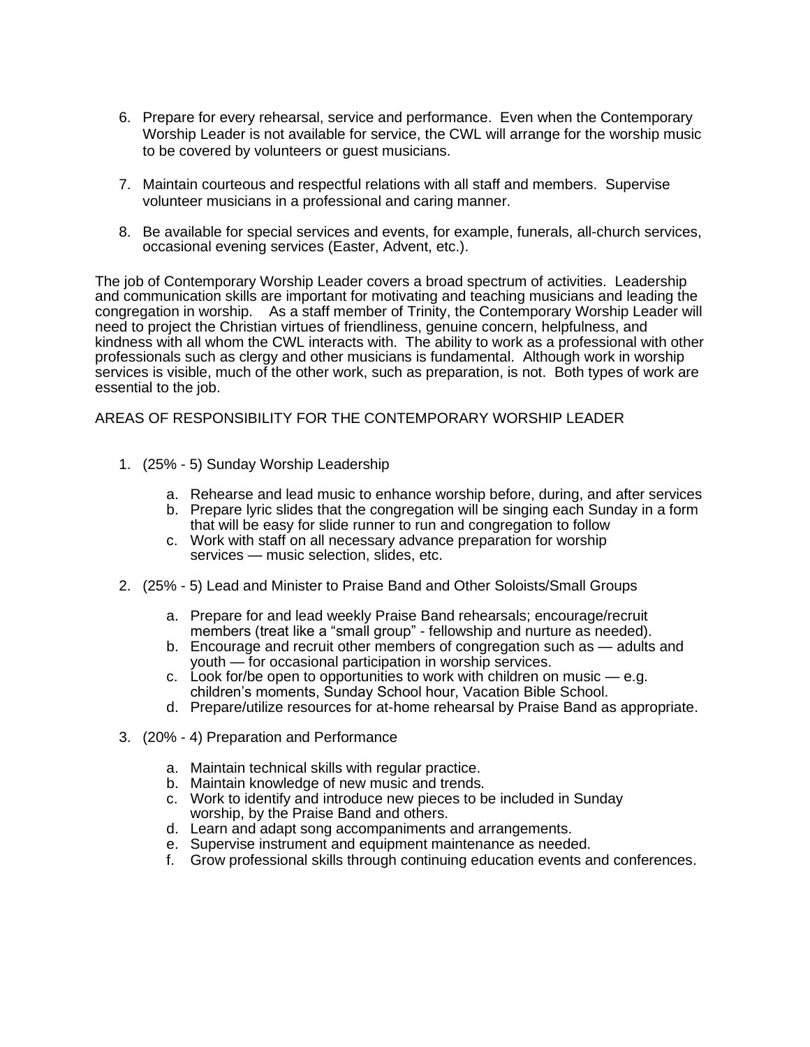6. Prepare for every rehearsal, service and performance. Even when the Contemporary Worship Leader is not available for service, the CWL will arrange for the worship music to be covered by volunteers or guest musicians.

7. Maintain courteous and respectful relations with all staff and members. Supervise volunteer musicians in a professional and caring manner.

8. Be available for special services and events, for example, funerals, all-church services, occasional evening services (Easter, Advent, etc.).

The job of Contemporary Worship Leader covers a broad spectrum of activities. Leadership and communication skills are important for motivating and teaching musicians and leading the congregation in worship. As a staff member of Trinity, the Contemporary Worship Leader will need to project the Christian virtues of friendliness, genuine concern, helpfulness, and kindness with all whom the CWL interacts with. The ability to work as a professional with other professionals such as clergy and other musicians is fundamental. Although work in worship services is visible, much of the other work, such as preparation, is not. Both types of work are essential to the job.

AREAS OF RESPONSIBILITY FOR THE CONTEMPORARY WORSHIP LEADER

1. (25% - 5) Sunday Worship Leadership

   a. Rehearse and lead music to enhance worship before, during, and after services
   b. Prepare lyric slides that the congregation will be singing each Sunday in a form that will be easy for slide runner to run and congregation to follow
   c. Work with staff on all necessary advance preparation for worship services — music selection, slides, etc.

2. (25% - 5) Lead and Minister to Praise Band and Other Soloists/Small Groups

   a. Prepare for and lead weekly Praise Band rehearsals; encourage/recruit members (treat like a "small group" - fellowship and nurture as needed).
   b. Encourage and recruit other members of congregation such as — adults and youth — for occasional participation in worship services.
   c. Look for/be open to opportunities to work with children on music — e.g. children's moments, Sunday School hour, Vacation Bible School.
   d. Prepare/utilize resources for at-home rehearsal by Praise Band as appropriate.

3. (20% - 4) Preparation and Performance

   a. Maintain technical skills with regular practice.
   b. Maintain knowledge of new music and trends.
   c. Work to identify and introduce new pieces to be included in Sunday worship, by the Praise Band and others.
   d. Learn and adapt song accompaniments and arrangements.
   e. Supervise instrument and equipment maintenance as needed.
   f. Grow professional skills through continuing education events and conferences.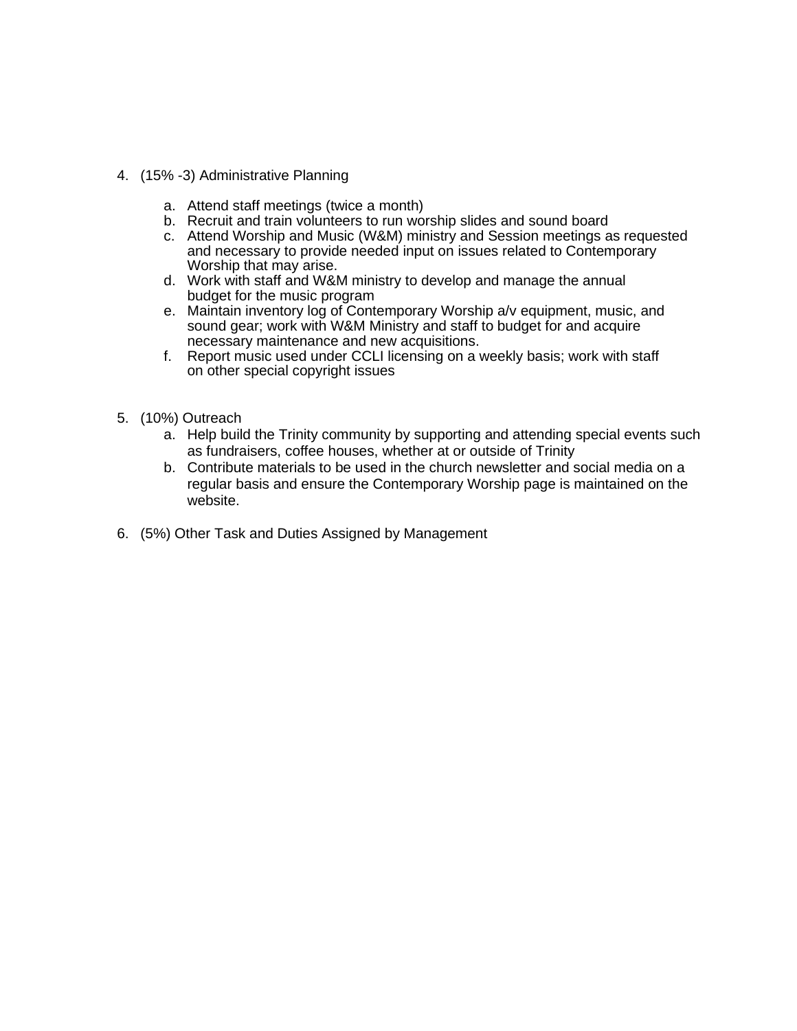4. (15% -3) Administrative Planning

    a. Attend staff meetings (twice a month)
    b. Recruit and train volunteers to run worship slides and sound board
    c. Attend Worship and Music (W&M) ministry and Session meetings as requested and necessary to provide needed input on issues related to Contemporary Worship that may arise.
    d. Work with staff and W&M ministry to develop and manage the annual budget for the music program
    e. Maintain inventory log of Contemporary Worship a/v equipment, music, and sound gear; work with W&M Ministry and staff to budget for and acquire necessary maintenance and new acquisitions.
    f. Report music used under CCLI licensing on a weekly basis; work with staff on other special copyright issues

5. (10%) Outreach
    a. Help build the Trinity community by supporting and attending special events such as fundraisers, coffee houses, whether at or outside of Trinity
    b. Contribute materials to be used in the church newsletter and social media on a regular basis and ensure the Contemporary Worship page is maintained on the website.

6. (5%) Other Task and Duties Assigned by Management